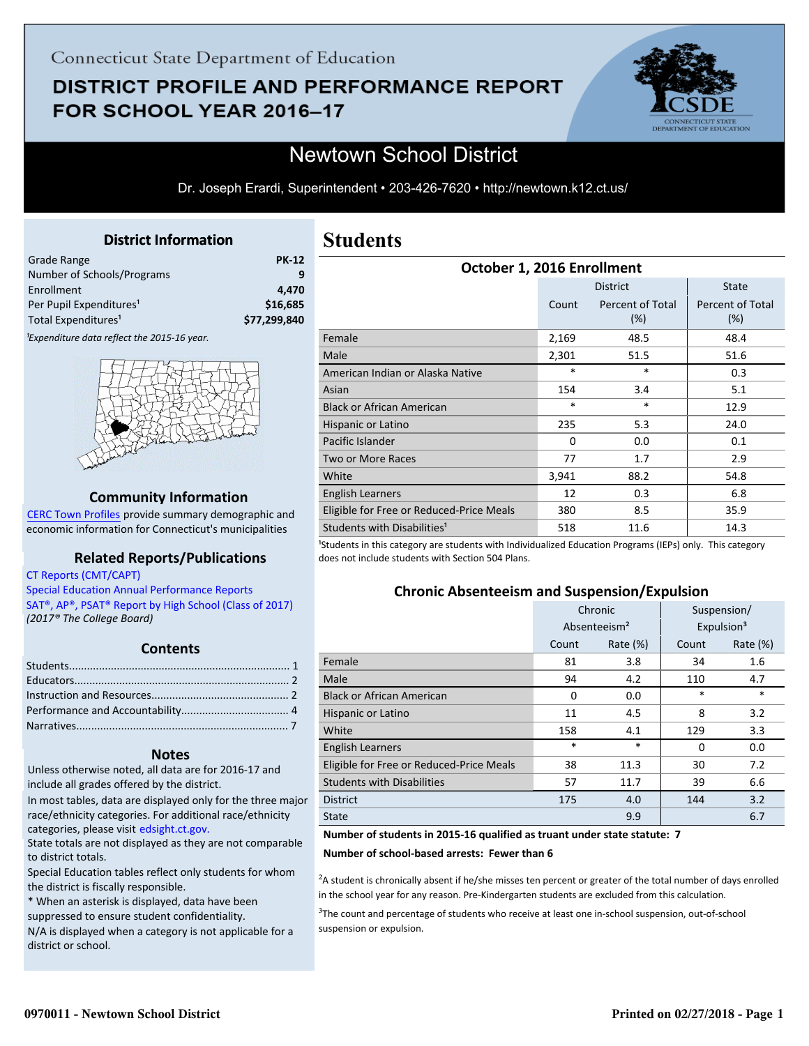Connecticut State Department of Education

# DISTRICT PROFILE AND PERFORMANCE REPORT FOR SCHOOL YEAR 2016–17

## Newtown School District

Dr. Joseph Erardi, Superintendent • 203-426-7620 • http://newtown.k12.ct.us/

### District Information

| | |
|---|---|
| Grade Range | PK-12 |
| Number of Schools/Programs | 9 |
| Enrollment | 4,470 |
| Per Pupil Expenditures[1] | $16,685 |
| Total Expenditures[1] | $77,299,840 |

*[1]Expenditure data reflect the 2015-16 year.*

### Community Information

CERC Town Profiles provide summary demographic and economic information for Connecticut's municipalities

### Related Reports/Publications

CT Reports (CMT/CAPT)
Special Education Annual Performance Reports
SAT®, AP®, PSAT® Report by High School (Class of 2017)
*(2017® The College Board)*

### Contents

Students........................................................................ 1
Educators...................................................................... 2
Instruction and Resources............................................. 2
Performance and Accountability.................................... 4
Narratives...................................................................... 7

### Notes

Unless otherwise noted, all data are for 2016-17 and include all grades offered by the district.
In most tables, data are displayed only for the three major race/ethnicity categories. For additional race/ethnicity categories, please visit edsight.ct.gov.
State totals are not displayed as they are not comparable to district totals.
Special Education tables reflect only students for whom the district is fiscally responsible.
* When an asterisk is displayed, data have been suppressed to ensure student confidentiality.
N/A is displayed when a category is not applicable for a district or school.

# Students

### October 1, 2016 Enrollment

| | District | | State |
|---|---|---|---|
| | Count | Percent of Total (%) | Percent of Total (%) |
| Female | 2,169 | 48.5 | 48.4 |
| Male | 2,301 | 51.5 | 51.6 |
| American Indian or Alaska Native | * | * | 0.3 |
| Asian | 154 | 3.4 | 5.1 |
| Black or African American | * | * | 12.9 |
| Hispanic or Latino | 235 | 5.3 | 24.0 |
| Pacific Islander | 0 | 0.0 | 0.1 |
| Two or More Races | 77 | 1.7 | 2.9 |
| White | 3,941 | 88.2 | 54.8 |
| English Learners | 12 | 0.3 | 6.8 |
| Eligible for Free or Reduced-Price Meals | 380 | 8.5 | 35.9 |
| Students with Disabilities[1] | 518 | 11.6 | 14.3 |

[1]Students in this category are students with Individualized Education Programs (IEPs) only. This category does not include students with Section 504 Plans.

### Chronic Absenteeism and Suspension/Expulsion

| | Chronic Absenteeism[2] | | Suspension/ Expulsion[3] | |
|---|---|---|---|---|
| | Count | Rate (%) | Count | Rate (%) |
| Female | 81 | 3.8 | 34 | 1.6 |
| Male | 94 | 4.2 | 110 | 4.7 |
| Black or African American | 0 | 0.0 | * | * |
| Hispanic or Latino | 11 | 4.5 | 8 | 3.2 |
| White | 158 | 4.1 | 129 | 3.3 |
| English Learners | * | * | 0 | 0.0 |
| Eligible for Free or Reduced-Price Meals | 38 | 11.3 | 30 | 7.2 |
| Students with Disabilities | 57 | 11.7 | 39 | 6.6 |
| District | 175 | 4.0 | 144 | 3.2 |
| State | | 9.9 | | 6.7 |

**Number of students in 2015-16 qualified as truant under state statute: 7**

**Number of school-based arrests: Fewer than 6**

[2]A student is chronically absent if he/she misses ten percent or greater of the total number of days enrolled in the school year for any reason. Pre-Kindergarten students are excluded from this calculation.

[3]The count and percentage of students who receive at least one in-school suspension, out-of-school suspension or expulsion.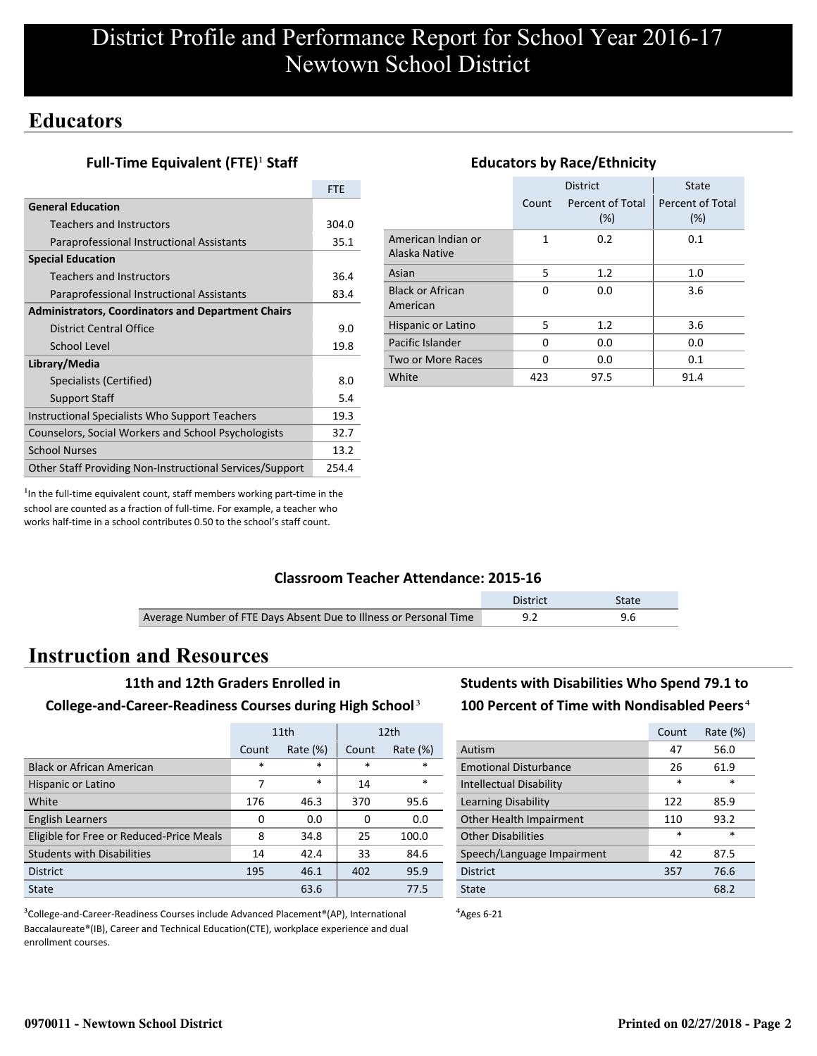# District Profile and Performance Report for School Year 2016-17
# Newtown School District

## Educators

### Full-Time Equivalent (FTE)[1] Staff

| | FTE |
|---|---|
| **General Education** | |
| Teachers and Instructors | 304.0 |
| Paraprofessional Instructional Assistants | 35.1 |
| **Special Education** | |
| Teachers and Instructors | 36.4 |
| Paraprofessional Instructional Assistants | 83.4 |
| **Administrators, Coordinators and Department Chairs** | |
| District Central Office | 9.0 |
| School Level | 19.8 |
| **Library/Media** | |
| Specialists (Certified) | 8.0 |
| Support Staff | 5.4 |
| Instructional Specialists Who Support Teachers | 19.3 |
| Counselors, Social Workers and School Psychologists | 32.7 |
| School Nurses | 13.2 |
| Other Staff Providing Non-Instructional Services/Support | 254.4 |

[1]In the full-time equivalent count, staff members working part-time in the school are counted as a fraction of full-time. For example, a teacher who works half-time in a school contributes 0.50 to the school's staff count.

### Educators by Race/Ethnicity

| | District | | State |
|---|---|---|---|
| | Count | Percent of Total (%) | Percent of Total (%) |
| American Indian or Alaska Native | 1 | 0.2 | 0.1 |
| Asian | 5 | 1.2 | 1.0 |
| Black or African American | 0 | 0.0 | 3.6 |
| Hispanic or Latino | 5 | 1.2 | 3.6 |
| Pacific Islander | 0 | 0.0 | 0.0 |
| Two or More Races | 0 | 0.0 | 0.1 |
| White | 423 | 97.5 | 91.4 |

### Classroom Teacher Attendance: 2015-16

| | District | State |
|---|---|---|
| Average Number of FTE Days Absent Due to Illness or Personal Time | 9.2 | 9.6 |

## Instruction and Resources

### 11th and 12th Graders Enrolled in College-and-Career-Readiness Courses during High School[3]

| | 11th | | 12th | |
|---|---|---|---|---|
| | Count | Rate (%) | Count | Rate (%) |
| Black or African American | * | * | * | * |
| Hispanic or Latino | 7 | * | 14 | * |
| White | 176 | 46.3 | 370 | 95.6 |
| English Learners | 0 | 0.0 | 0 | 0.0 |
| Eligible for Free or Reduced-Price Meals | 8 | 34.8 | 25 | 100.0 |
| Students with Disabilities | 14 | 42.4 | 33 | 84.6 |
| District | 195 | 46.1 | 402 | 95.9 |
| State | | 63.6 | | 77.5 |

[3]College-and-Career-Readiness Courses include Advanced Placement®(AP), International Baccalaureate®(IB), Career and Technical Education(CTE), workplace experience and dual enrollment courses.

### Students with Disabilities Who Spend 79.1 to 100 Percent of Time with Nondisabled Peers[4]

| | Count | Rate (%) |
|---|---|---|
| Autism | 47 | 56.0 |
| Emotional Disturbance | 26 | 61.9 |
| Intellectual Disability | * | * |
| Learning Disability | 122 | 85.9 |
| Other Health Impairment | 110 | 93.2 |
| Other Disabilities | * | * |
| Speech/Language Impairment | 42 | 87.5 |
| District | 357 | 76.6 |
| State | | 68.2 |

[4]Ages 6-21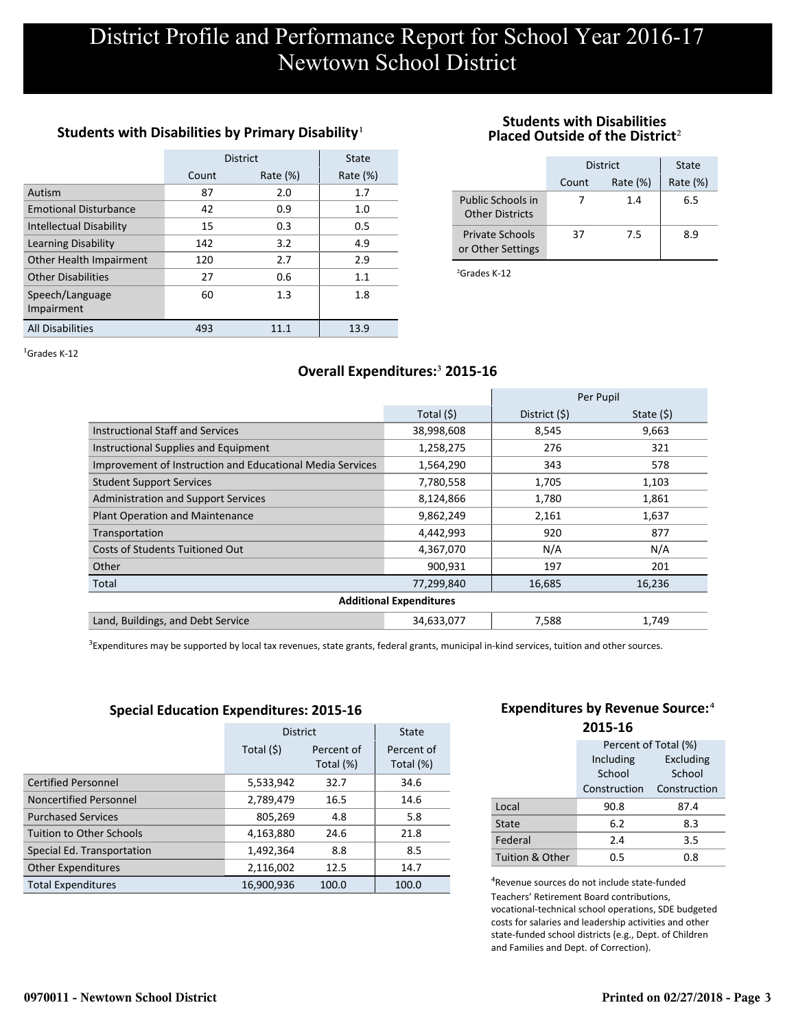# District Profile and Performance Report for School Year 2016-17
# Newtown School District

### Students with Disabilities by Primary Disability[1]

| | District | | State |
|---|---|---|---|
| | Count | Rate (%) | Rate (%) |
| Autism | 87 | 2.0 | 1.7 |
| Emotional Disturbance | 42 | 0.9 | 1.0 |
| Intellectual Disability | 15 | 0.3 | 0.5 |
| Learning Disability | 142 | 3.2 | 4.9 |
| Other Health Impairment | 120 | 2.7 | 2.9 |
| Other Disabilities | 27 | 0.6 | 1.1 |
| Speech/Language Impairment | 60 | 1.3 | 1.8 |
| All Disabilities | 493 | 11.1 | 13.9 |

[1]Grades K-12

### Students with Disabilities Placed Outside of the District[2]

| | District | | State |
|---|---|---|---|
| | Count | Rate (%) | Rate (%) |
| Public Schools in Other Districts | 7 | 1.4 | 6.5 |
| Private Schools or Other Settings | 37 | 7.5 | 8.9 |

[2]Grades K-12

### Overall Expenditures:[3] 2015-16

| | | Per Pupil | |
|---|---|---|---|
| | Total ($) | District ($) | State ($) |
| Instructional Staff and Services | 38,998,608 | 8,545 | 9,663 |
| Instructional Supplies and Equipment | 1,258,275 | 276 | 321 |
| Improvement of Instruction and Educational Media Services | 1,564,290 | 343 | 578 |
| Student Support Services | 7,780,558 | 1,705 | 1,103 |
| Administration and Support Services | 8,124,866 | 1,780 | 1,861 |
| Plant Operation and Maintenance | 9,862,249 | 2,161 | 1,637 |
| Transportation | 4,442,993 | 920 | 877 |
| Costs of Students Tuitioned Out | 4,367,070 | N/A | N/A |
| Other | 900,931 | 197 | 201 |
| Total | 77,299,840 | 16,685 | 16,236 |
| **Additional Expenditures** | | | |
| Land, Buildings, and Debt Service | 34,633,077 | 7,588 | 1,749 |

[3]Expenditures may be supported by local tax revenues, state grants, federal grants, municipal in-kind services, tuition and other sources.

### Special Education Expenditures: 2015-16

| | District | | State |
|---|---|---|---|
| | Total ($) | Percent of Total (%) | Percent of Total (%) |
| Certified Personnel | 5,533,942 | 32.7 | 34.6 |
| Noncertified Personnel | 2,789,479 | 16.5 | 14.6 |
| Purchased Services | 805,269 | 4.8 | 5.8 |
| Tuition to Other Schools | 4,163,880 | 24.6 | 21.8 |
| Special Ed. Transportation | 1,492,364 | 8.8 | 8.5 |
| Other Expenditures | 2,116,002 | 12.5 | 14.7 |
| Total Expenditures | 16,900,936 | 100.0 | 100.0 |

### Expenditures by Revenue Source:[4] 2015-16

| | Percent of Total (%) | |
|---|---|---|
| | Including School Construction | Excluding School Construction |
| Local | 90.8 | 87.4 |
| State | 6.2 | 8.3 |
| Federal | 2.4 | 3.5 |
| Tuition & Other | 0.5 | 0.8 |

[4]Revenue sources do not include state-funded Teachers' Retirement Board contributions, vocational-technical school operations, SDE budgeted costs for salaries and leadership activities and other state-funded school districts (e.g., Dept. of Children and Families and Dept. of Correction).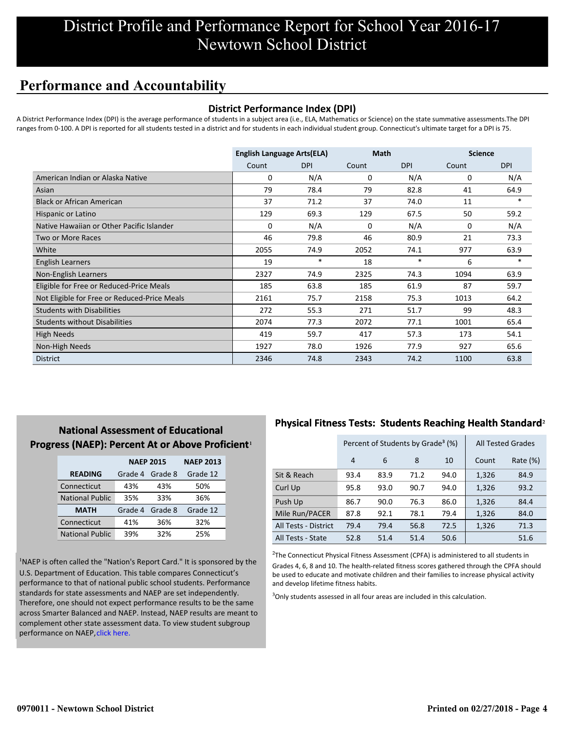# District Profile and Performance Report for School Year 2016-17
# Newtown School District

## Performance and Accountability

### District Performance Index (DPI)

A District Performance Index (DPI) is the average performance of students in a subject area (i.e., ELA, Mathematics or Science) on the state summative assessments.The DPI ranges from 0-100. A DPI is reported for all students tested in a district and for students in each individual student group. Connecticut's ultimate target for a DPI is 75.

| | English Language Arts(ELA) | | Math | | Science | |
|---|---|---|---|---|---|---|
| | Count | DPI | Count | DPI | Count | DPI |
| American Indian or Alaska Native | 0 | N/A | 0 | N/A | 0 | N/A |
| Asian | 79 | 78.4 | 79 | 82.8 | 41 | 64.9 |
| Black or African American | 37 | 71.2 | 37 | 74.0 | 11 | * |
| Hispanic or Latino | 129 | 69.3 | 129 | 67.5 | 50 | 59.2 |
| Native Hawaiian or Other Pacific Islander | 0 | N/A | 0 | N/A | 0 | N/A |
| Two or More Races | 46 | 79.8 | 46 | 80.9 | 21 | 73.3 |
| White | 2055 | 74.9 | 2052 | 74.1 | 977 | 63.9 |
| English Learners | 19 | * | 18 | * | 6 | * |
| Non-English Learners | 2327 | 74.9 | 2325 | 74.3 | 1094 | 63.9 |
| Eligible for Free or Reduced-Price Meals | 185 | 63.8 | 185 | 61.9 | 87 | 59.7 |
| Not Eligible for Free or Reduced-Price Meals | 2161 | 75.7 | 2158 | 75.3 | 1013 | 64.2 |
| Students with Disabilities | 272 | 55.3 | 271 | 51.7 | 99 | 48.3 |
| Students without Disabilities | 2074 | 77.3 | 2072 | 77.1 | 1001 | 65.4 |
| High Needs | 419 | 59.7 | 417 | 57.3 | 173 | 54.1 |
| Non-High Needs | 1927 | 78.0 | 1926 | 77.9 | 927 | 65.6 |
| District | 2346 | 74.8 | 2343 | 74.2 | 1100 | 63.8 |

### National Assessment of Educational Progress (NAEP): Percent At or Above Proficient[1]

| | NAEP 2015 | | NAEP 2013 |
|---|---|---|---|
| **READING** | Grade 4 | Grade 8 | Grade 12 |
| Connecticut | 43% | 43% | 50% |
| National Public | 35% | 33% | 36% |
| **MATH** | Grade 4 | Grade 8 | Grade 12 |
| Connecticut | 41% | 36% | 32% |
| National Public | 39% | 32% | 25% |

[1]NAEP is often called the "Nation's Report Card." It is sponsored by the U.S. Department of Education. This table compares Connecticut's performance to that of national public school students. Performance standards for state assessments and NAEP are set independently. Therefore, one should not expect performance results to be the same across Smarter Balanced and NAEP. Instead, NAEP results are meant to complement other state assessment data. To view student subgroup performance on NAEP, click here.

### Physical Fitness Tests: Students Reaching Health Standard[2]

| | Percent of Students by Grade[3] (%) | | | | All Tested Grades | |
|---|---|---|---|---|---|---|
| | 4 | 6 | 8 | 10 | Count | Rate (%) |
| Sit & Reach | 93.4 | 83.9 | 71.2 | 94.0 | 1,326 | 84.9 |
| Curl Up | 95.8 | 93.0 | 90.7 | 94.0 | 1,326 | 93.2 |
| Push Up | 86.7 | 90.0 | 76.3 | 86.0 | 1,326 | 84.4 |
| Mile Run/PACER | 87.8 | 92.1 | 78.1 | 79.4 | 1,326 | 84.0 |
| All Tests - District | 79.4 | 79.4 | 56.8 | 72.5 | 1,326 | 71.3 |
| All Tests - State | 52.8 | 51.4 | 51.4 | 50.6 | | 51.6 |

[2]The Connecticut Physical Fitness Assessment (CPFA) is administered to all students in Grades 4, 6, 8 and 10. The health-related fitness scores gathered through the CPFA should be used to educate and motivate children and their families to increase physical activity and develop lifetime fitness habits.

[3]Only students assessed in all four areas are included in this calculation.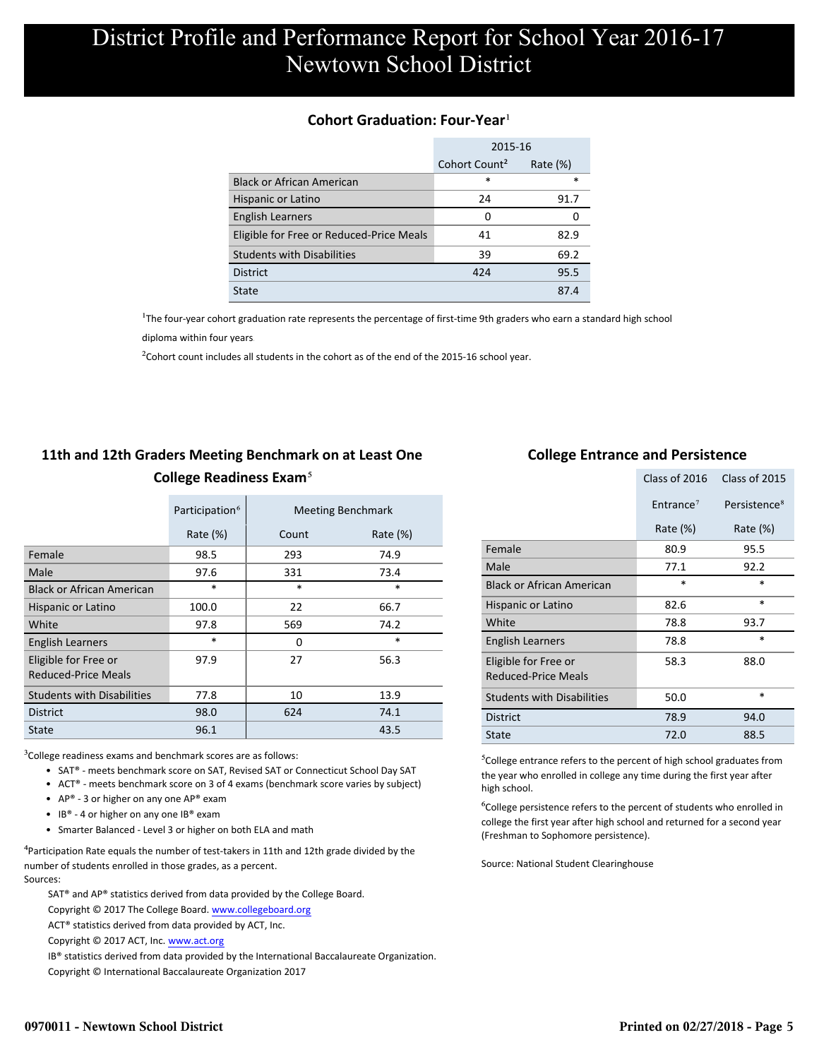# District Profile and Performance Report for School Year 2016-17
# Newtown School District

## Cohort Graduation: Four-Year[1]

| | 2015-16 | |
|---|---|---|
| | Cohort Count[2] | Rate (%) |
| Black or African American | * | * |
| Hispanic or Latino | 24 | 91.7 |
| English Learners | 0 | 0 |
| Eligible for Free or Reduced-Price Meals | 41 | 82.9 |
| Students with Disabilities | 39 | 69.2 |
| District | 424 | 95.5 |
| State | | 87.4 |

[1]The four-year cohort graduation rate represents the percentage of first-time 9th graders who earn a standard high school diploma within four years

[2]Cohort count includes all students in the cohort as of the end of the 2015-16 school year.

## 11th and 12th Graders Meeting Benchmark on at Least One College Readiness Exam[3]

| | Participation[4] | Meeting Benchmark | |
|---|---|---|---|
| | Rate (%) | Count | Rate (%) |
| Female | 98.5 | 293 | 74.9 |
| Male | 97.6 | 331 | 73.4 |
| Black or African American | * | * | * |
| Hispanic or Latino | 100.0 | 22 | 66.7 |
| White | 97.8 | 569 | 74.2 |
| English Learners | * | 0 | * |
| Eligible for Free or Reduced-Price Meals | 97.9 | 27 | 56.3 |
| Students with Disabilities | 77.8 | 10 | 13.9 |
| District | 98.0 | 624 | 74.1 |
| State | 96.1 | | 43.5 |

[3]College readiness exams and benchmark scores are as follows:

- SAT® - meets benchmark score on SAT, Revised SAT or Connecticut School Day SAT
- ACT® - meets benchmark score on 3 of 4 exams (benchmark score varies by subject)
- AP® - 3 or higher on any one AP® exam
- IB® - 4 or higher on any one IB® exam
- Smarter Balanced - Level 3 or higher on both ELA and math

[4]Participation Rate equals the number of test-takers in 11th and 12th grade divided by the number of students enrolled in those grades, as a percent.

Sources:

SAT® and AP® statistics derived from data provided by the College Board.

Copyright © 2017 The College Board. www.collegeboard.org

ACT® statistics derived from data provided by ACT, Inc.

Copyright © 2017 ACT, Inc. www.act.org

IB® statistics derived from data provided by the International Baccalaureate Organization.

Copyright © International Baccalaureate Organization 2017

## College Entrance and Persistence

| | Class of 2016 | Class of 2015 |
|---|---|---|
| | Entrance[5] | Persistence[6] |
| | Rate (%) | Rate (%) |
| Female | 80.9 | 95.5 |
| Male | 77.1 | 92.2 |
| Black or African American | * | * |
| Hispanic or Latino | 82.6 | * |
| White | 78.8 | 93.7 |
| English Learners | 78.8 | * |
| Eligible for Free or Reduced-Price Meals | 58.3 | 88.0 |
| Students with Disabilities | 50.0 | * |
| District | 78.9 | 94.0 |
| State | 72.0 | 88.5 |

[5]College entrance refers to the percent of high school graduates from the year who enrolled in college any time during the first year after high school.

[6]College persistence refers to the percent of students who enrolled in college the first year after high school and returned for a second year (Freshman to Sophomore persistence).

Source: National Student Clearinghouse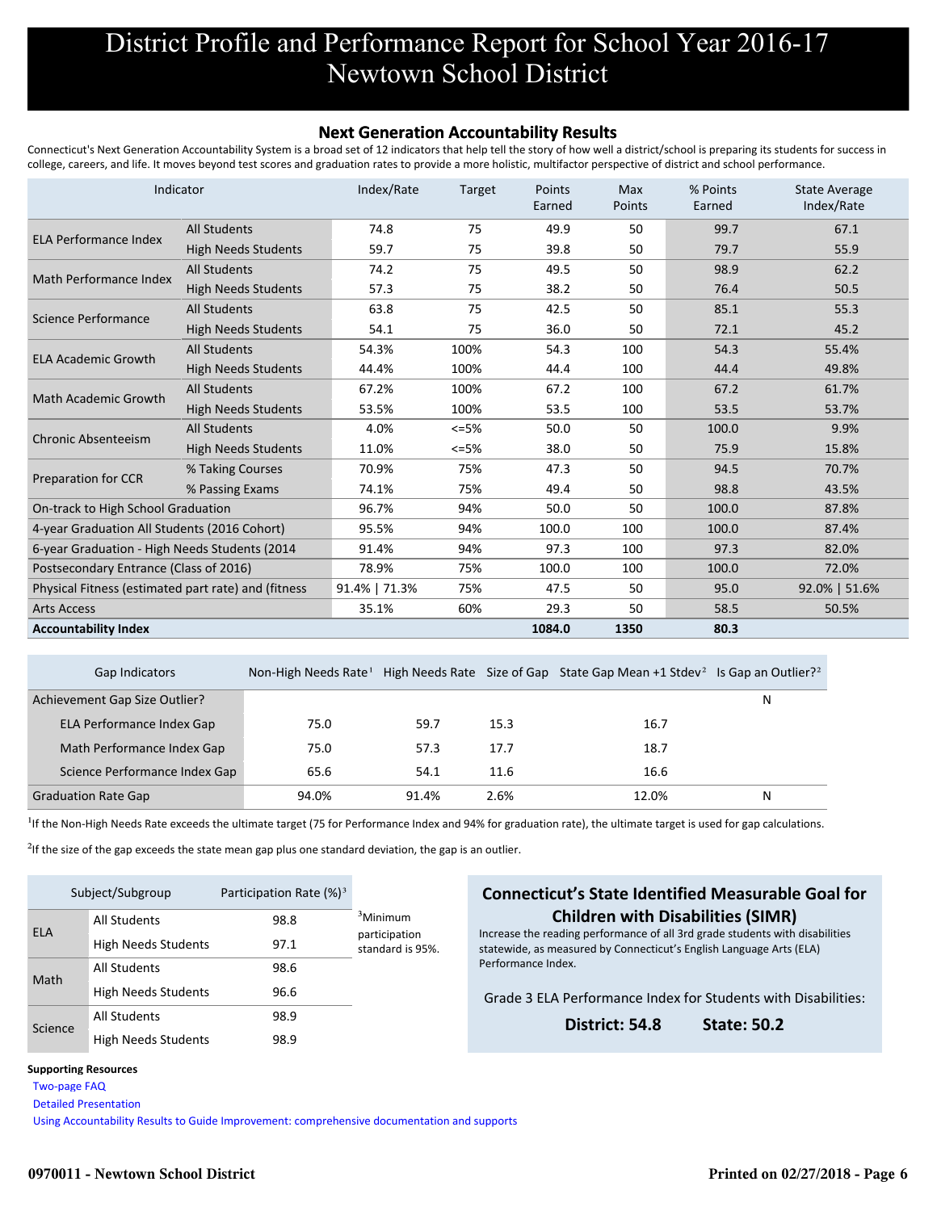# District Profile and Performance Report for School Year 2016-17
# Newtown School District

## Next Generation Accountability Results

Connecticut's Next Generation Accountability System is a broad set of 12 indicators that help tell the story of how well a district/school is preparing its students for success in college, careers, and life. It moves beyond test scores and graduation rates to provide a more holistic, multifactor perspective of district and school performance.

| Indicator | | Index/Rate | Target | Points Earned | Max Points | % Points Earned | State Average Index/Rate |
|---|---|---|---|---|---|---|---|
| ELA Performance Index | All Students | 74.8 | 75 | 49.9 | 50 | 99.7 | 67.1 |
| | High Needs Students | 59.7 | 75 | 39.8 | 50 | 79.7 | 55.9 |
| Math Performance Index | All Students | 74.2 | 75 | 49.5 | 50 | 98.9 | 62.2 |
| | High Needs Students | 57.3 | 75 | 38.2 | 50 | 76.4 | 50.5 |
| Science Performance | All Students | 63.8 | 75 | 42.5 | 50 | 85.1 | 55.3 |
| | High Needs Students | 54.1 | 75 | 36.0 | 50 | 72.1 | 45.2 |
| ELA Academic Growth | All Students | 54.3% | 100% | 54.3 | 100 | 54.3 | 55.4% |
| | High Needs Students | 44.4% | 100% | 44.4 | 100 | 44.4 | 49.8% |
| Math Academic Growth | All Students | 67.2% | 100% | 67.2 | 100 | 67.2 | 61.7% |
| | High Needs Students | 53.5% | 100% | 53.5 | 100 | 53.5 | 53.7% |
| Chronic Absenteeism | All Students | 4.0% | <=5% | 50.0 | 50 | 100.0 | 9.9% |
| | High Needs Students | 11.0% | <=5% | 38.0 | 50 | 75.9 | 15.8% |
| Preparation for CCR | % Taking Courses | 70.9% | 75% | 47.3 | 50 | 94.5 | 70.7% |
| | % Passing Exams | 74.1% | 75% | 49.4 | 50 | 98.8 | 43.5% |
| On-track to High School Graduation | | 96.7% | 94% | 50.0 | 50 | 100.0 | 87.8% |
| 4-year Graduation All Students (2016 Cohort) | | 95.5% | 94% | 100.0 | 100 | 100.0 | 87.4% |
| 6-year Graduation - High Needs Students (2014 | | 91.4% | 94% | 97.3 | 100 | 97.3 | 82.0% |
| Postsecondary Entrance (Class of 2016) | | 78.9% | 75% | 100.0 | 100 | 100.0 | 72.0% |
| Physical Fitness (estimated part rate) and (fitness | | 91.4% \| 71.3% | 75% | 47.5 | 50 | 95.0 | 92.0% \| 51.6% |
| Arts Access | | 35.1% | 60% | 29.3 | 50 | 58.5 | 50.5% |
| **Accountability Index** | | | | **1084.0** | **1350** | **80.3** | |

| Gap Indicators | Non-High Needs Rate[1] | High Needs Rate | Size of Gap | State Gap Mean +1 Stdev[2] | Is Gap an Outlier?[2] |
|---|---|---|---|---|---|
| Achievement Gap Size Outlier? | | | | | N |
| ELA Performance Index Gap | 75.0 | 59.7 | 15.3 | 16.7 | |
| Math Performance Index Gap | 75.0 | 57.3 | 17.7 | 18.7 | |
| Science Performance Index Gap | 65.6 | 54.1 | 11.6 | 16.6 | |
| Graduation Rate Gap | 94.0% | 91.4% | 2.6% | 12.0% | N |

[1]If the Non-High Needs Rate exceeds the ultimate target (75 for Performance Index and 94% for graduation rate), the ultimate target is used for gap calculations.

[2]If the size of the gap exceeds the state mean gap plus one standard deviation, the gap is an outlier.

| Subject/Subgroup | | Participation Rate (%)[3] |
|---|---|---|
| ELA | All Students | 98.8 |
| | High Needs Students | 97.1 |
| Math | All Students | 98.6 |
| | High Needs Students | 96.6 |
| Science | All Students | 98.9 |
| | High Needs Students | 98.9 |

[3]Minimum participation standard is 95%.

### Connecticut's State Identified Measurable Goal for Children with Disabilities (SIMR)

Increase the reading performance of all 3rd grade students with disabilities statewide, as measured by Connecticut's English Language Arts (ELA) Performance Index.

Grade 3 ELA Performance Index for Students with Disabilities:

**District: 54.8** **State: 50.2**

**Supporting Resources**

Two-page FAQ

Detailed Presentation

Using Accountability Results to Guide Improvement: comprehensive documentation and supports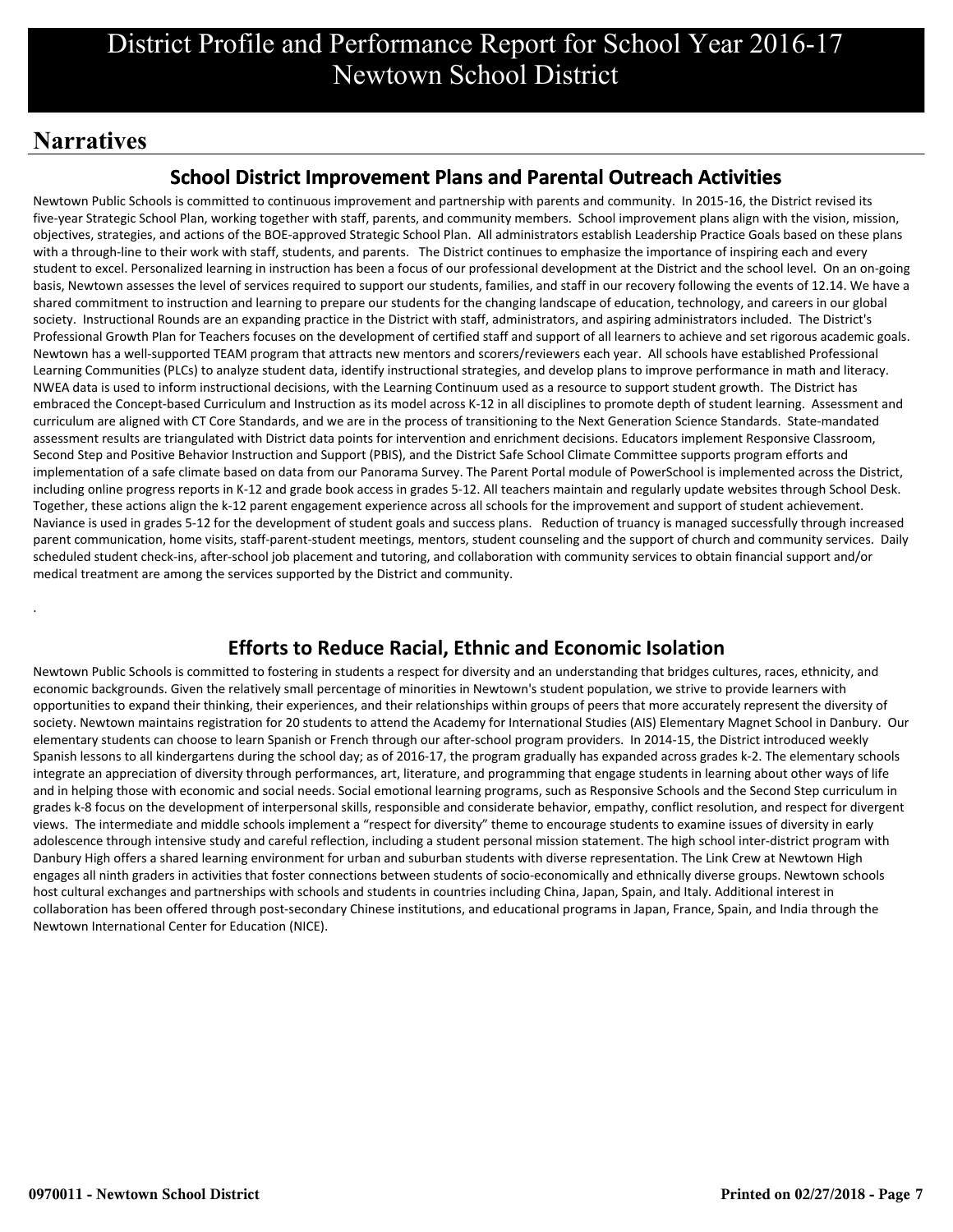# District Profile and Performance Report for School Year 2016-17
# Newtown School District

## Narratives

### School District Improvement Plans and Parental Outreach Activities

Newtown Public Schools is committed to continuous improvement and partnership with parents and community. In 2015-16, the District revised its five-year Strategic School Plan, working together with staff, parents, and community members. School improvement plans align with the vision, mission, objectives, strategies, and actions of the BOE-approved Strategic School Plan. All administrators establish Leadership Practice Goals based on these plans with a through-line to their work with staff, students, and parents. The District continues to emphasize the importance of inspiring each and every student to excel. Personalized learning in instruction has been a focus of our professional development at the District and the school level. On an on-going basis, Newtown assesses the level of services required to support our students, families, and staff in our recovery following the events of 12.14. We have a shared commitment to instruction and learning to prepare our students for the changing landscape of education, technology, and careers in our global society. Instructional Rounds are an expanding practice in the District with staff, administrators, and aspiring administrators included. The District's Professional Growth Plan for Teachers focuses on the development of certified staff and support of all learners to achieve and set rigorous academic goals. Newtown has a well-supported TEAM program that attracts new mentors and scorers/reviewers each year. All schools have established Professional Learning Communities (PLCs) to analyze student data, identify instructional strategies, and develop plans to improve performance in math and literacy. NWEA data is used to inform instructional decisions, with the Learning Continuum used as a resource to support student growth. The District has embraced the Concept-based Curriculum and Instruction as its model across K-12 in all disciplines to promote depth of student learning. Assessment and curriculum are aligned with CT Core Standards, and we are in the process of transitioning to the Next Generation Science Standards. State-mandated assessment results are triangulated with District data points for intervention and enrichment decisions. Educators implement Responsive Classroom, Second Step and Positive Behavior Instruction and Support (PBIS), and the District Safe School Climate Committee supports program efforts and implementation of a safe climate based on data from our Panorama Survey. The Parent Portal module of PowerSchool is implemented across the District, including online progress reports in K-12 and grade book access in grades 5-12. All teachers maintain and regularly update websites through School Desk. Together, these actions align the k-12 parent engagement experience across all schools for the improvement and support of student achievement. Naviance is used in grades 5-12 for the development of student goals and success plans. Reduction of truancy is managed successfully through increased parent communication, home visits, staff-parent-student meetings, mentors, student counseling and the support of church and community services. Daily scheduled student check-ins, after-school job placement and tutoring, and collaboration with community services to obtain financial support and/or medical treatment are among the services supported by the District and community.

.

### Efforts to Reduce Racial, Ethnic and Economic Isolation

Newtown Public Schools is committed to fostering in students a respect for diversity and an understanding that bridges cultures, races, ethnicity, and economic backgrounds. Given the relatively small percentage of minorities in Newtown's student population, we strive to provide learners with opportunities to expand their thinking, their experiences, and their relationships within groups of peers that more accurately represent the diversity of society. Newtown maintains registration for 20 students to attend the Academy for International Studies (AIS) Elementary Magnet School in Danbury. Our elementary students can choose to learn Spanish or French through our after-school program providers. In 2014-15, the District introduced weekly Spanish lessons to all kindergartens during the school day; as of 2016-17, the program gradually has expanded across grades k-2. The elementary schools integrate an appreciation of diversity through performances, art, literature, and programming that engage students in learning about other ways of life and in helping those with economic and social needs. Social emotional learning programs, such as Responsive Schools and the Second Step curriculum in grades k-8 focus on the development of interpersonal skills, responsible and considerate behavior, empathy, conflict resolution, and respect for divergent views. The intermediate and middle schools implement a "respect for diversity" theme to encourage students to examine issues of diversity in early adolescence through intensive study and careful reflection, including a student personal mission statement. The high school inter-district program with Danbury High offers a shared learning environment for urban and suburban students with diverse representation. The Link Crew at Newtown High engages all ninth graders in activities that foster connections between students of socio-economically and ethnically diverse groups. Newtown schools host cultural exchanges and partnerships with schools and students in countries including China, Japan, Spain, and Italy. Additional interest in collaboration has been offered through post-secondary Chinese institutions, and educational programs in Japan, France, Spain, and India through the Newtown International Center for Education (NICE).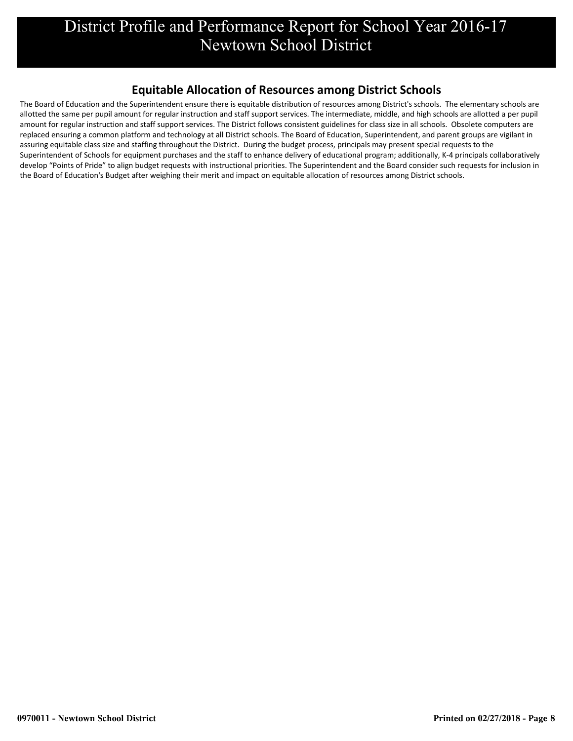## Equitable Allocation of Resources among District Schools

The Board of Education and the Superintendent ensure there is equitable distribution of resources among District's schools. The elementary schools are allotted the same per pupil amount for regular instruction and staff support services. The intermediate, middle, and high schools are allotted a per pupil amount for regular instruction and staff support services. The District follows consistent guidelines for class size in all schools. Obsolete computers are replaced ensuring a common platform and technology at all District schools. The Board of Education, Superintendent, and parent groups are vigilant in assuring equitable class size and staffing throughout the District. During the budget process, principals may present special requests to the Superintendent of Schools for equipment purchases and the staff to enhance delivery of educational program; additionally, K-4 principals collaboratively develop "Points of Pride" to align budget requests with instructional priorities. The Superintendent and the Board consider such requests for inclusion in the Board of Education's Budget after weighing their merit and impact on equitable allocation of resources among District schools.